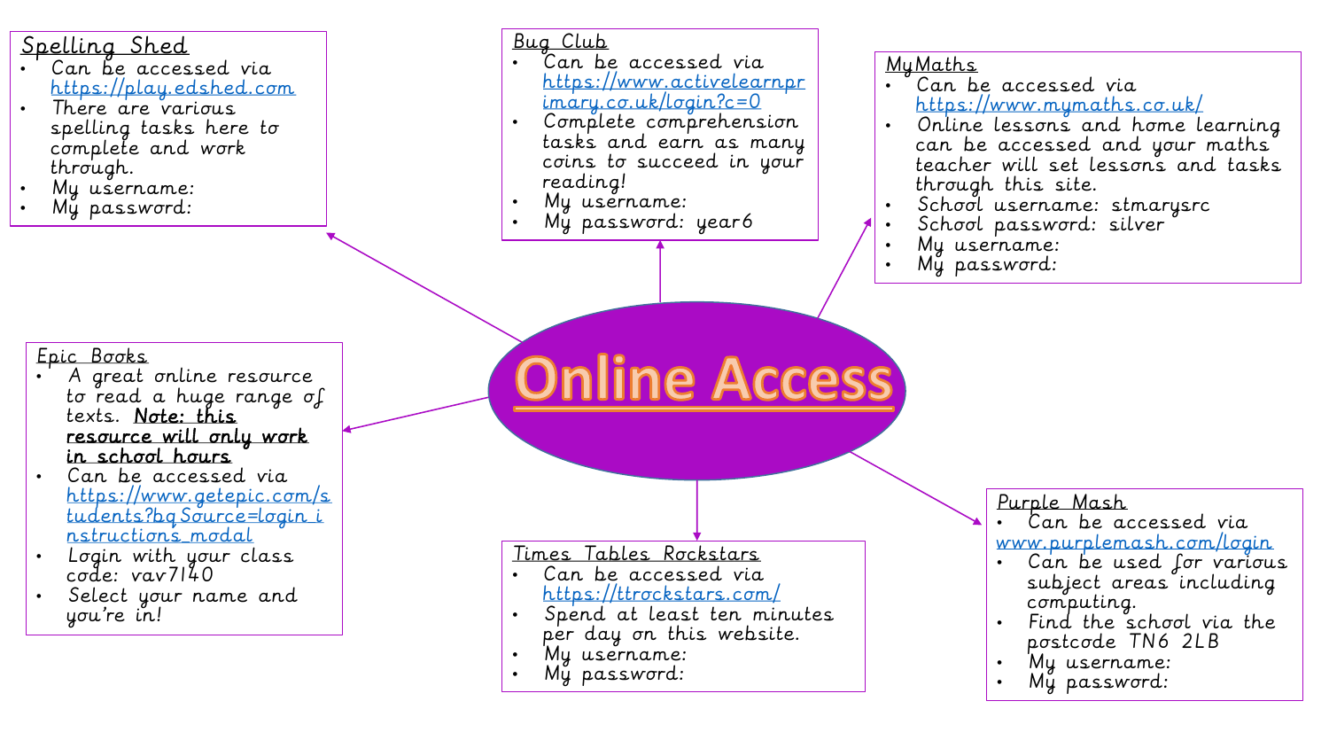# Online Access

## Spelling Shed

- Can be accessed via https://play.edshed.com
- There are various spelling tasks here to complete and work through.
- My username:
- My password:

## Bug Club

- Can be accessed via https://www.activelearnprimary.co.uk/login?c=0
- Complete comprehension tasks and earn as many coins to succeed in your reading!
- My username:
- My password: year6

## MyMaths

- Can be accessed via https://www.mymaths.co.uk/
- Online lessons and home learning can be accessed and your maths teacher will set lessons and tasks through this site.
- School username: stmarysrc
- School password: silver
- My username:
- My password:

## Epic Books

- A great online resource to read a huge range of texts. **Note: this resource will only work in school hours**
- Can be accessed via https://www.getepic.com/students?bqSource=login_instructions_modal
- Login with your class code: vav7140
- Select your name and you're in!

## Times Tables Rockstars

- Can be accessed via https://ttrockstars.com/
- Spend at least ten minutes per day on this website.
- My username:
- My password:

## Purple Mash

- Can be accessed via www.purplemash.com/login
- Can be used for various subject areas including computing.
- Find the school via the postcode TN6 2LB
- My username:
- My password: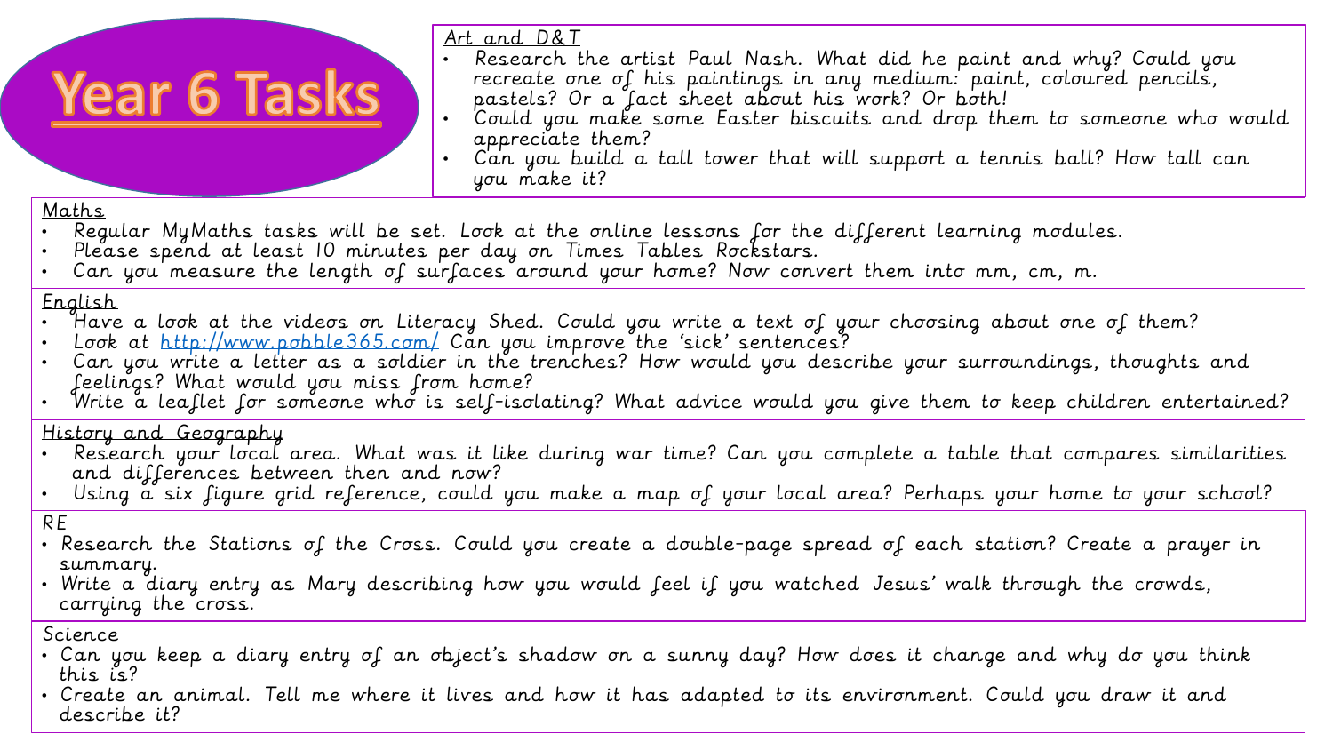# Year 6 Tasks

## Art and D&T

- Research the artist Paul Nash. What did he paint and why? Could you recreate one of his paintings in any medium: paint, coloured pencils, pastels? Or a fact sheet about his work? Or both!
- Could you make some Easter biscuits and drop them to someone who would appreciate them?
- Can you build a tall tower that will support a tennis ball? How tall can you make it?

## Maths

- Regular MyMaths tasks will be set. Look at the online lessons for the different learning modules.
- Please spend at least 10 minutes per day on Times Tables Rockstars.
- Can you measure the length of surfaces around your home? Now convert them into mm, cm, m.

## English

- Have a look at the videos on Literacy Shed. Could you write a text of your choosing about one of them?
- Look at http://www.pobble365.com/ Can you improve the 'sick' sentences?
- Can you write a letter as a soldier in the trenches? How would you describe your surroundings, thoughts and feelings? What would you miss from home?
- Write a leaflet for someone who is self-isolating? What advice would you give them to keep children entertained?

## History and Geography

- Research your local area. What was it like during war time? Can you complete a table that compares similarities and differences between then and now?
- Using a six figure grid reference, could you make a map of your local area? Perhaps your home to your school?

## RE

- Research the Stations of the Cross. Could you create a double-page spread of each station? Create a prayer in summary.
- Write a diary entry as Mary describing how you would feel if you watched Jesus' walk through the crowds, carrying the cross.

## Science

- Can you keep a diary entry of an object's shadow on a sunny day? How does it change and why do you think this is?
- Create an animal. Tell me where it lives and how it has adapted to its environment. Could you draw it and describe it?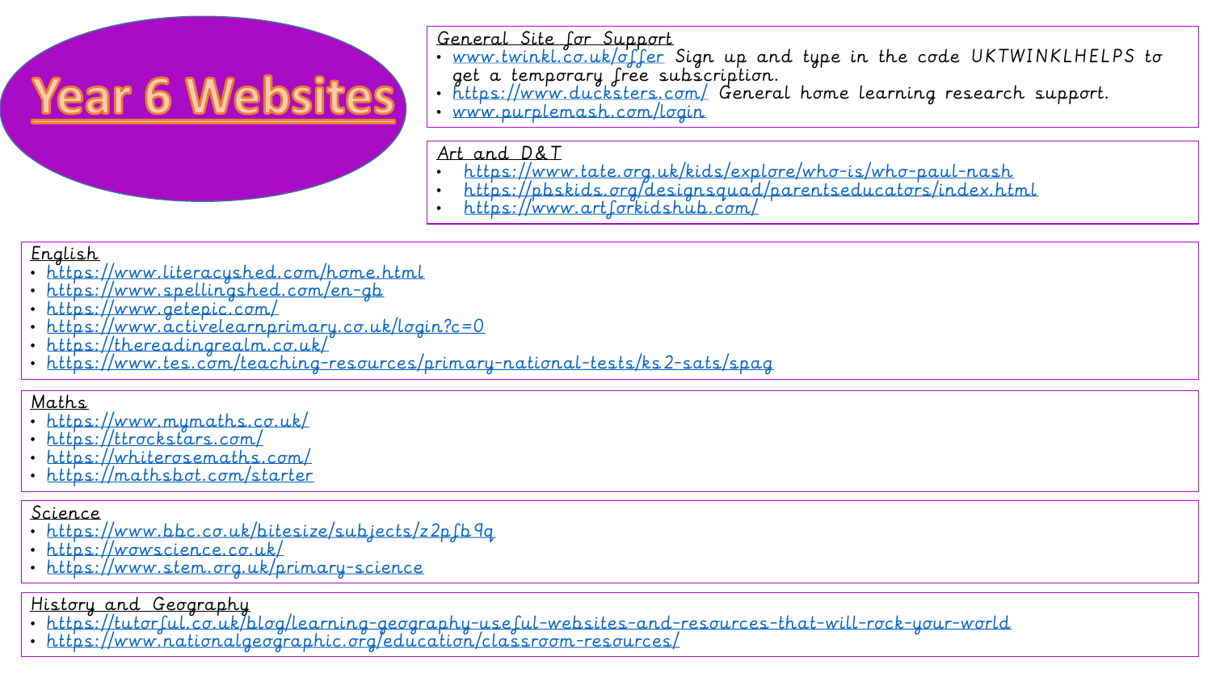# Year 6 Websites

## General Site for Support

- www.twinkl.co.uk/offer Sign up and type in the code UKTWINKLHELPS to get a temporary free subscription.
- https://www.ducksters.com/ General home learning research support.
- www.purplemash.com/login

## Art and D&T

- https://www.tate.org.uk/kids/explore/who-is/who-paul-nash
- https://pbskids.org/designsquad/parentseducators/index.html
- https://www.artforkidshub.com/

## English

- https://www.literacyshed.com/home.html
- https://www.spellingshed.com/en-gb
- https://www.getepic.com/
- https://www.activelearnprimary.co.uk/login?c=0
- https://thereadingrealm.co.uk/
- https://www.tes.com/teaching-resources/primary-national-tests/ks2-sats/spag

## Maths

- https://www.mymaths.co.uk/
- https://ttrockstars.com/
- https://whiterosemaths.com/
- https://mathsbot.com/starter

## Science

- https://www.bbc.co.uk/bitesize/subjects/z2pfb9q
- https://wowscience.co.uk/
- https://www.stem.org.uk/primary-science

## History and Geography

- https://tutorful.co.uk/blog/learning-geography-useful-websites-and-resources-that-will-rock-your-world
- https://www.nationalgeographic.org/education/classroom-resources/